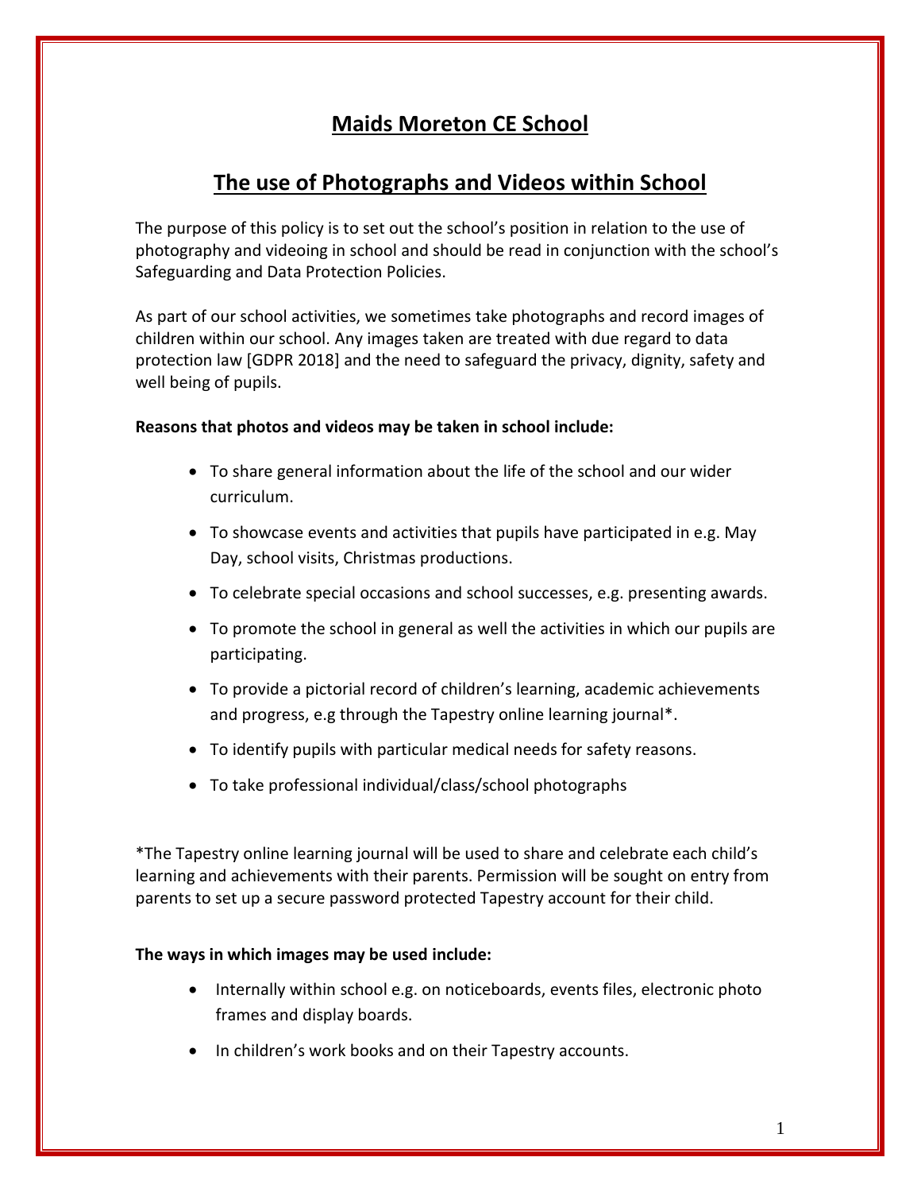# Maids Moreton CE School

## The use of Photographs and Videos within School

The purpose of this policy is to set out the school's position in relation to the use of photography and videoing in school and should be read in conjunction with the school's Safeguarding and Data Protection Policies.

As part of our school activities, we sometimes take photographs and record images of children within our school. Any images taken are treated with due regard to data protection law [GDPR 2018] and the need to safeguard the privacy, dignity, safety and well being of pupils.

**Reasons that photos and videos may be taken in school include:**

- To share general information about the life of the school and our wider curriculum.
- To showcase events and activities that pupils have participated in e.g. May Day, school visits, Christmas productions.
- To celebrate special occasions and school successes, e.g. presenting awards.
- To promote the school in general as well the activities in which our pupils are participating.
- To provide a pictorial record of children's learning, academic achievements and progress, e.g through the Tapestry online learning journal*.
- To identify pupils with particular medical needs for safety reasons.
- To take professional individual/class/school photographs

*The Tapestry online learning journal will be used to share and celebrate each child's learning and achievements with their parents. Permission will be sought on entry from parents to set up a secure password protected Tapestry account for their child.

**The ways in which images may be used include:**

- Internally within school e.g. on noticeboards, events files, electronic photo frames and display boards.
- In children's work books and on their Tapestry accounts.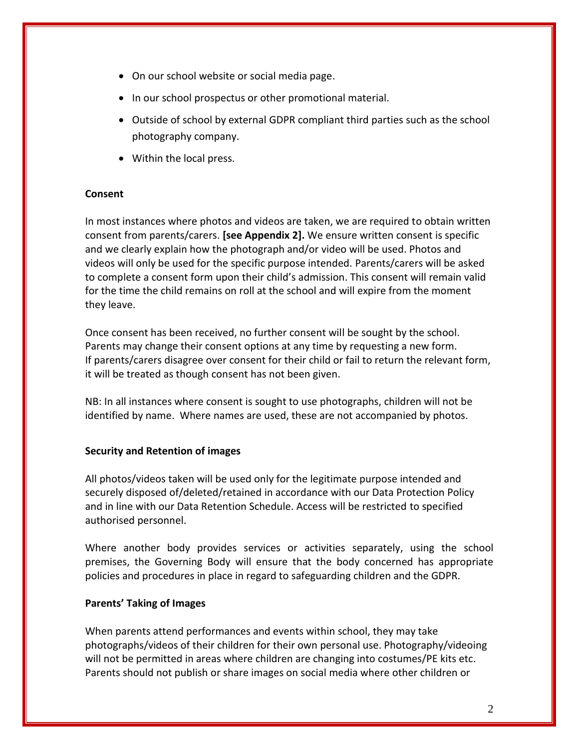- On our school website or social media page.
- In our school prospectus or other promotional material.
- Outside of school by external GDPR compliant third parties such as the school photography company.
- Within the local press.

**Consent**

In most instances where photos and videos are taken, we are required to obtain written consent from parents/carers. **[see Appendix 2].** We ensure written consent is specific and we clearly explain how the photograph and/or video will be used. Photos and videos will only be used for the specific purpose intended. Parents/carers will be asked to complete a consent form upon their child's admission. This consent will remain valid for the time the child remains on roll at the school and will expire from the moment they leave.

Once consent has been received, no further consent will be sought by the school. Parents may change their consent options at any time by requesting a new form. If parents/carers disagree over consent for their child or fail to return the relevant form, it will be treated as though consent has not been given.

NB: In all instances where consent is sought to use photographs, children will not be identified by name. Where names are used, these are not accompanied by photos.

**Security and Retention of images**

All photos/videos taken will be used only for the legitimate purpose intended and securely disposed of/deleted/retained in accordance with our Data Protection Policy and in line with our Data Retention Schedule. Access will be restricted to specified authorised personnel.

Where another body provides services or activities separately, using the school premises, the Governing Body will ensure that the body concerned has appropriate policies and procedures in place in regard to safeguarding children and the GDPR.

**Parents' Taking of Images**

When parents attend performances and events within school, they may take photographs/videos of their children for their own personal use. Photography/videoing will not be permitted in areas where children are changing into costumes/PE kits etc. Parents should not publish or share images on social media where other children or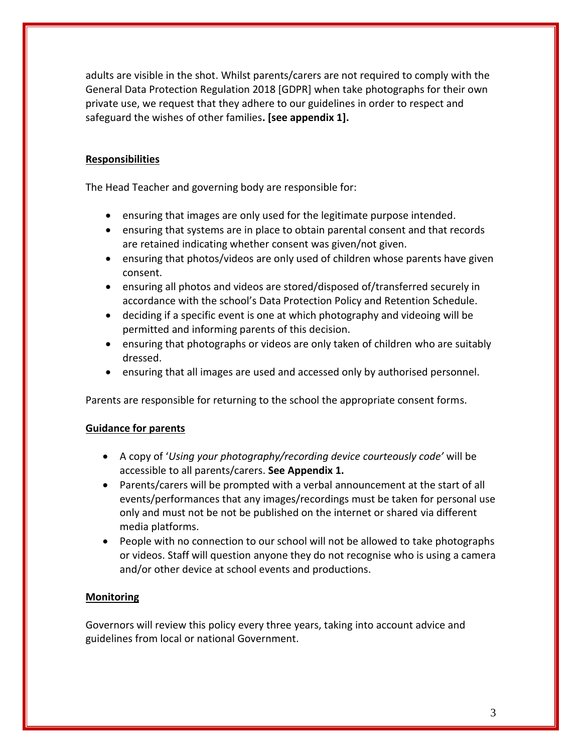adults are visible in the shot. Whilst parents/carers are not required to comply with the General Data Protection Regulation 2018 [GDPR] when take photographs for their own private use, we request that they adhere to our guidelines in order to respect and safeguard the wishes of other families**. [see appendix 1].**

## Responsibilities

The Head Teacher and governing body are responsible for:

- ensuring that images are only used for the legitimate purpose intended.
- ensuring that systems are in place to obtain parental consent and that records are retained indicating whether consent was given/not given.
- ensuring that photos/videos are only used of children whose parents have given consent.
- ensuring all photos and videos are stored/disposed of/transferred securely in accordance with the school's Data Protection Policy and Retention Schedule.
- deciding if a specific event is one at which photography and videoing will be permitted and informing parents of this decision.
- ensuring that photographs or videos are only taken of children who are suitably dressed.
- ensuring that all images are used and accessed only by authorised personnel.

Parents are responsible for returning to the school the appropriate consent forms.

## Guidance for parents

- A copy of '*Using your photography/recording device courteously code'* will be accessible to all parents/carers. **See Appendix 1.**
- Parents/carers will be prompted with a verbal announcement at the start of all events/performances that any images/recordings must be taken for personal use only and must not be not be published on the internet or shared via different media platforms.
- People with no connection to our school will not be allowed to take photographs or videos. Staff will question anyone they do not recognise who is using a camera and/or other device at school events and productions.

## Monitoring

Governors will review this policy every three years, taking into account advice and guidelines from local or national Government.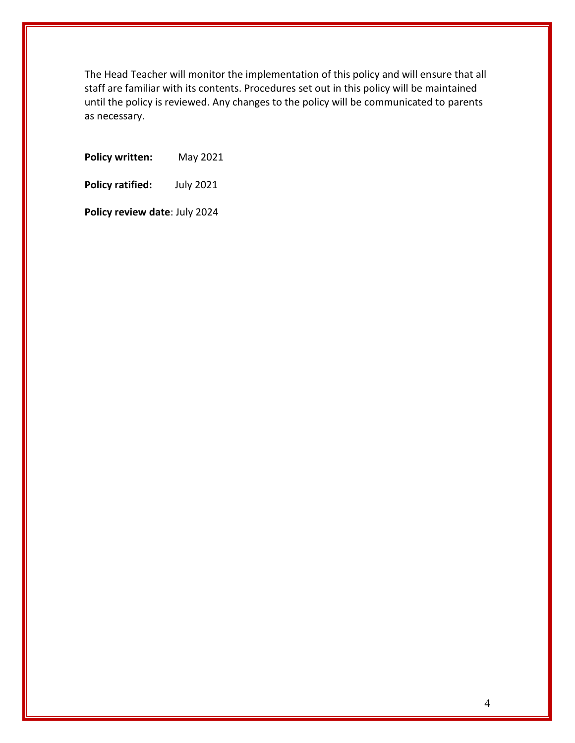The Head Teacher will monitor the implementation of this policy and will ensure that all staff are familiar with its contents. Procedures set out in this policy will be maintained until the policy is reviewed. Any changes to the policy will be communicated to parents as necessary.

**Policy written:** May 2021

**Policy ratified:** July 2021

**Policy review date**: July 2024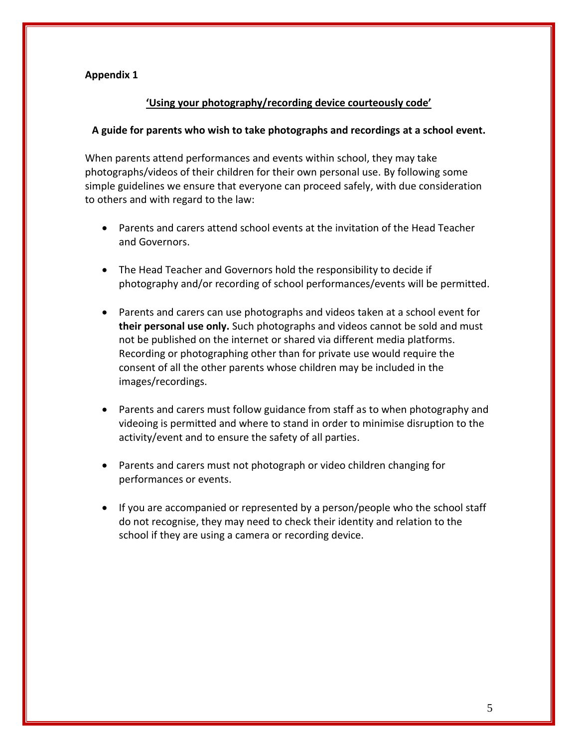**Appendix 1**

**'Using your photography/recording device courteously code'**

**A guide for parents who wish to take photographs and recordings at a school event.**

When parents attend performances and events within school, they may take photographs/videos of their children for their own personal use. By following some simple guidelines we ensure that everyone can proceed safely, with due consideration to others and with regard to the law:

- Parents and carers attend school events at the invitation of the Head Teacher and Governors.
- The Head Teacher and Governors hold the responsibility to decide if photography and/or recording of school performances/events will be permitted.
- Parents and carers can use photographs and videos taken at a school event for **their personal use only.** Such photographs and videos cannot be sold and must not be published on the internet or shared via different media platforms. Recording or photographing other than for private use would require the consent of all the other parents whose children may be included in the images/recordings.
- Parents and carers must follow guidance from staff as to when photography and videoing is permitted and where to stand in order to minimise disruption to the activity/event and to ensure the safety of all parties.
- Parents and carers must not photograph or video children changing for performances or events.
- If you are accompanied or represented by a person/people who the school staff do not recognise, they may need to check their identity and relation to the school if they are using a camera or recording device.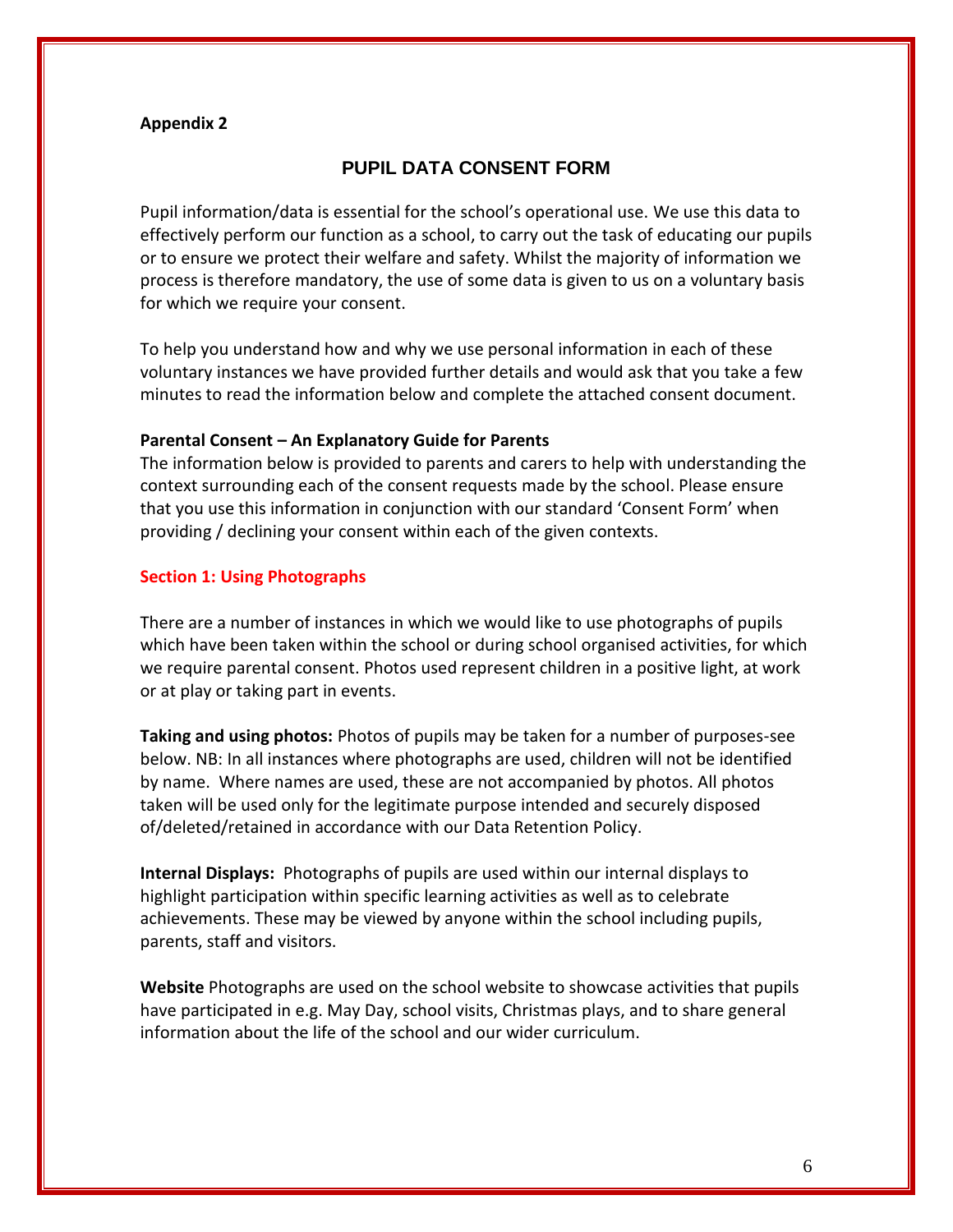**Appendix 2**

## PUPIL DATA CONSENT FORM

Pupil information/data is essential for the school's operational use. We use this data to effectively perform our function as a school, to carry out the task of educating our pupils or to ensure we protect their welfare and safety. Whilst the majority of information we process is therefore mandatory, the use of some data is given to us on a voluntary basis for which we require your consent.

To help you understand how and why we use personal information in each of these voluntary instances we have provided further details and would ask that you take a few minutes to read the information below and complete the attached consent document.

**Parental Consent – An Explanatory Guide for Parents**

The information below is provided to parents and carers to help with understanding the context surrounding each of the consent requests made by the school. Please ensure that you use this information in conjunction with our standard 'Consent Form' when providing / declining your consent within each of the given contexts.

### Section 1: Using Photographs

There are a number of instances in which we would like to use photographs of pupils which have been taken within the school or during school organised activities, for which we require parental consent. Photos used represent children in a positive light, at work or at play or taking part in events.

**Taking and using photos:** Photos of pupils may be taken for a number of purposes-see below. NB: In all instances where photographs are used, children will not be identified by name. Where names are used, these are not accompanied by photos. All photos taken will be used only for the legitimate purpose intended and securely disposed of/deleted/retained in accordance with our Data Retention Policy.

**Internal Displays:** Photographs of pupils are used within our internal displays to highlight participation within specific learning activities as well as to celebrate achievements. These may be viewed by anyone within the school including pupils, parents, staff and visitors.

**Website** Photographs are used on the school website to showcase activities that pupils have participated in e.g. May Day, school visits, Christmas plays, and to share general information about the life of the school and our wider curriculum.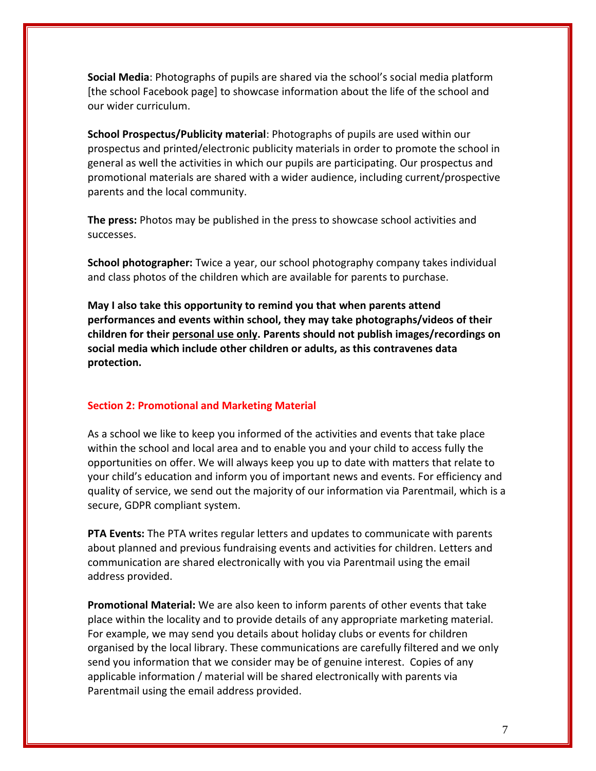**Social Media**: Photographs of pupils are shared via the school's social media platform [the school Facebook page] to showcase information about the life of the school and our wider curriculum.

**School Prospectus/Publicity material**: Photographs of pupils are used within our prospectus and printed/electronic publicity materials in order to promote the school in general as well the activities in which our pupils are participating. Our prospectus and promotional materials are shared with a wider audience, including current/prospective parents and the local community.

**The press:** Photos may be published in the press to showcase school activities and successes.

**School photographer:** Twice a year, our school photography company takes individual and class photos of the children which are available for parents to purchase.

**May I also take this opportunity to remind you that when parents attend performances and events within school, they may take photographs/videos of their children for their <u>personal use only</u>. Parents should not publish images/recordings on social media which include other children or adults, as this contravenes data protection.**

## Section 2: Promotional and Marketing Material

As a school we like to keep you informed of the activities and events that take place within the school and local area and to enable you and your child to access fully the opportunities on offer. We will always keep you up to date with matters that relate to your child's education and inform you of important news and events. For efficiency and quality of service, we send out the majority of our information via Parentmail, which is a secure, GDPR compliant system.

**PTA Events:** The PTA writes regular letters and updates to communicate with parents about planned and previous fundraising events and activities for children. Letters and communication are shared electronically with you via Parentmail using the email address provided.

**Promotional Material:** We are also keen to inform parents of other events that take place within the locality and to provide details of any appropriate marketing material. For example, we may send you details about holiday clubs or events for children organised by the local library. These communications are carefully filtered and we only send you information that we consider may be of genuine interest. Copies of any applicable information / material will be shared electronically with parents via Parentmail using the email address provided.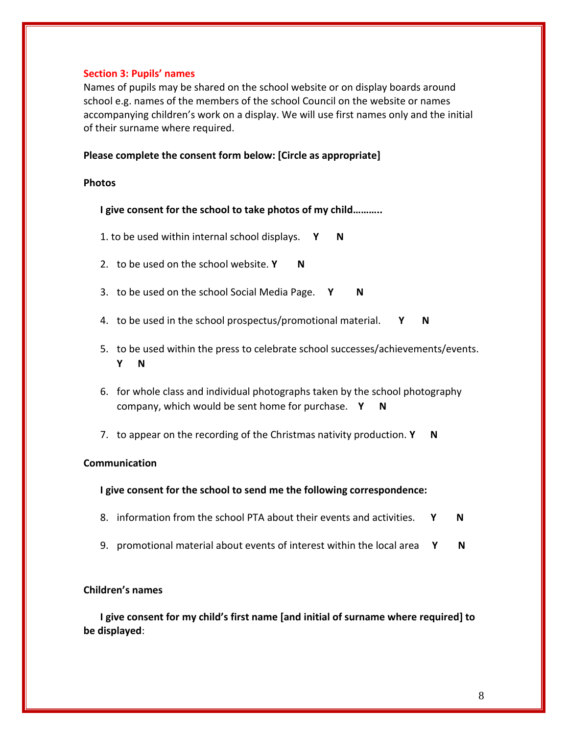## Section 3: Pupils' names

Names of pupils may be shared on the school website or on display boards around school e.g. names of the members of the school Council on the website or names accompanying children's work on a display. We will use first names only and the initial of their surname where required.

**Please complete the consent form below: [Circle as appropriate]**

**Photos**

**I give consent for the school to take photos of my child………..**

1. to be used within internal school displays. **Y N**
2. to be used on the school website. **Y N**
3. to be used on the school Social Media Page. **Y N**
4. to be used in the school prospectus/promotional material. **Y N**
5. to be used within the press to celebrate school successes/achievements/events. **Y N**
6. for whole class and individual photographs taken by the school photography company, which would be sent home for purchase. **Y N**
7. to appear on the recording of the Christmas nativity production. **Y N**

**Communication**

**I give consent for the school to send me the following correspondence:**

8. information from the school PTA about their events and activities. **Y N**
9. promotional material about events of interest within the local area **Y N**

**Children's names**

**I give consent for my child's first name [and initial of surname where required] to be displayed**: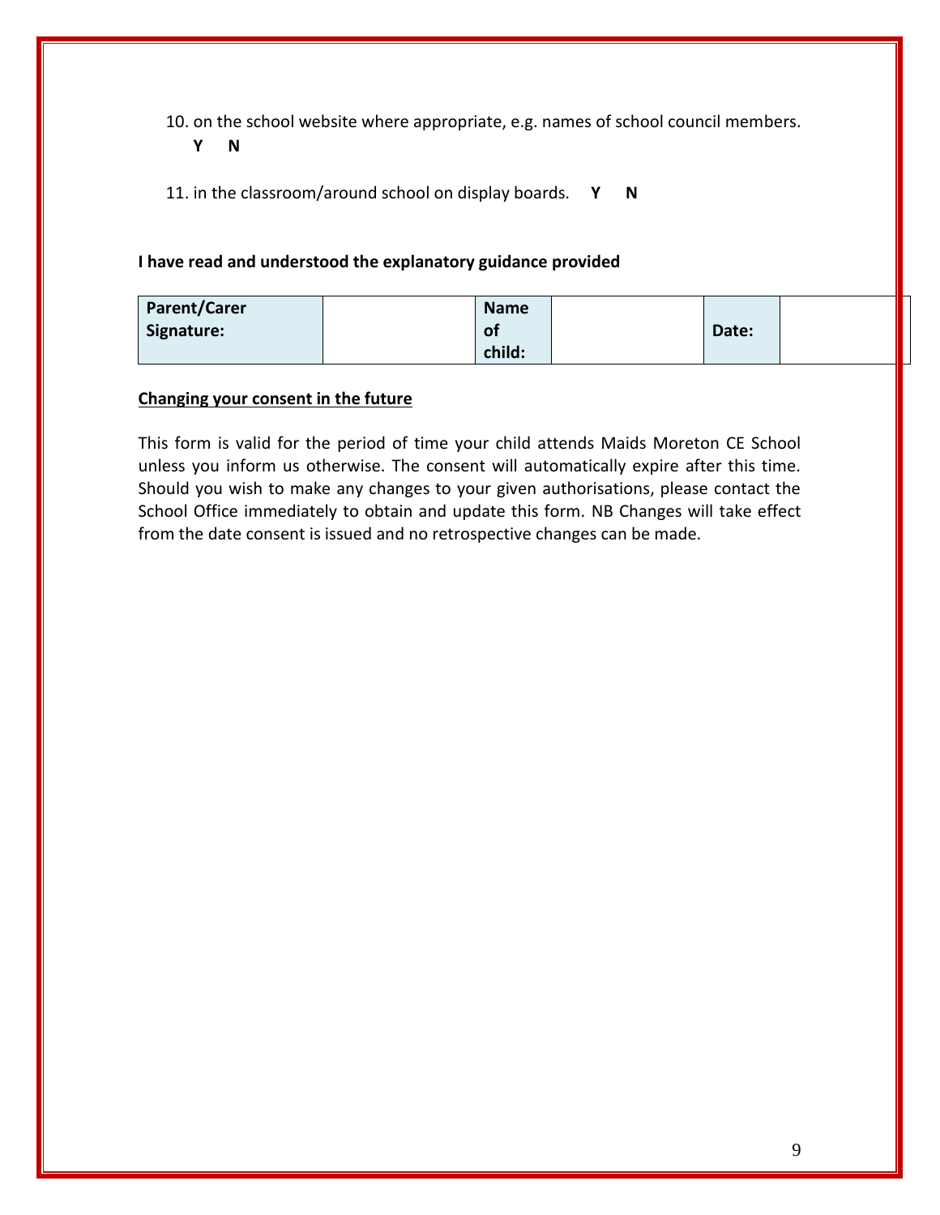10. on the school website where appropriate, e.g. names of school council members.
    **Y N**

11. in the classroom/around school on display boards. **Y N**

**I have read and understood the explanatory guidance provided**

| | | | | | |
|---|---|---|---|---|---|
| **Parent/Carer Signature:** | | **Name of child:** | | **Date:** | |

**Changing your consent in the future**

This form is valid for the period of time your child attends Maids Moreton CE School unless you inform us otherwise. The consent will automatically expire after this time. Should you wish to make any changes to your given authorisations, please contact the School Office immediately to obtain and update this form. NB Changes will take effect from the date consent is issued and no retrospective changes can be made.